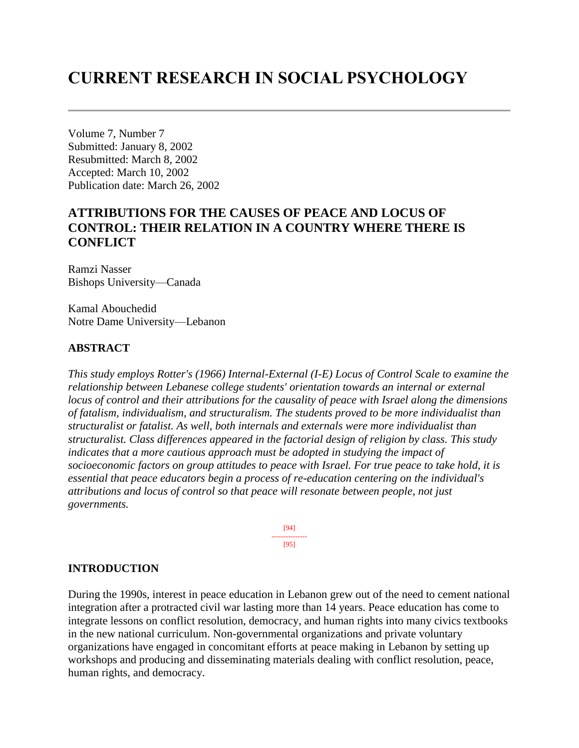# CURRENT RESEARCH IN SOCIAL PSYCHOLOGY

Volume 7, Number 7
Submitted: January 8, 2002
Resubmitted: March 8, 2002
Accepted: March 10, 2002
Publication date: March 26, 2002

## ATTRIBUTIONS FOR THE CAUSES OF PEACE AND LOCUS OF CONTROL: THEIR RELATION IN A COUNTRY WHERE THERE IS CONFLICT

Ramzi Nasser
Bishops University—Canada

Kamal Abouchedid
Notre Dame University—Lebanon

### ABSTRACT

*This study employs Rotter's (1966) Internal-External (I-E) Locus of Control Scale to examine the relationship between Lebanese college students' orientation towards an internal or external locus of control and their attributions for the causality of peace with Israel along the dimensions of fatalism, individualism, and structuralism. The students proved to be more individualist than structuralist or fatalist. As well, both internals and externals were more individualist than structuralist. Class differences appeared in the factorial design of religion by class. This study indicates that a more cautious approach must be adopted in studying the impact of socioeconomic factors on group attitudes to peace with Israel. For true peace to take hold, it is essential that peace educators begin a process of re-education centering on the individual's attributions and locus of control so that peace will resonate between people, not just governments.*

### INTRODUCTION

During the 1990s, interest in peace education in Lebanon grew out of the need to cement national integration after a protracted civil war lasting more than 14 years. Peace education has come to integrate lessons on conflict resolution, democracy, and human rights into many civics textbooks in the new national curriculum. Non-governmental organizations and private voluntary organizations have engaged in concomitant efforts at peace making in Lebanon by setting up workshops and producing and disseminating materials dealing with conflict resolution, peace, human rights, and democracy.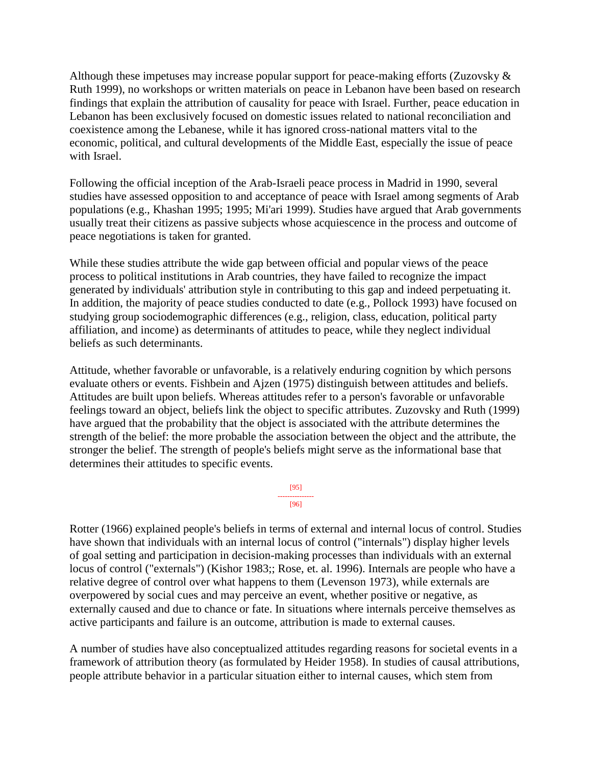Although these impetuses may increase popular support for peace-making efforts (Zuzovsky & Ruth 1999), no workshops or written materials on peace in Lebanon have been based on research findings that explain the attribution of causality for peace with Israel. Further, peace education in Lebanon has been exclusively focused on domestic issues related to national reconciliation and coexistence among the Lebanese, while it has ignored cross-national matters vital to the economic, political, and cultural developments of the Middle East, especially the issue of peace with Israel.

Following the official inception of the Arab-Israeli peace process in Madrid in 1990, several studies have assessed opposition to and acceptance of peace with Israel among segments of Arab populations (e.g., Khashan 1995; 1995; Mi'ari 1999). Studies have argued that Arab governments usually treat their citizens as passive subjects whose acquiescence in the process and outcome of peace negotiations is taken for granted.

While these studies attribute the wide gap between official and popular views of the peace process to political institutions in Arab countries, they have failed to recognize the impact generated by individuals' attribution style in contributing to this gap and indeed perpetuating it. In addition, the majority of peace studies conducted to date (e.g., Pollock 1993) have focused on studying group sociodemographic differences (e.g., religion, class, education, political party affiliation, and income) as determinants of attitudes to peace, while they neglect individual beliefs as such determinants.

Attitude, whether favorable or unfavorable, is a relatively enduring cognition by which persons evaluate others or events. Fishbein and Ajzen (1975) distinguish between attitudes and beliefs. Attitudes are built upon beliefs. Whereas attitudes refer to a person's favorable or unfavorable feelings toward an object, beliefs link the object to specific attributes. Zuzovsky and Ruth (1999) have argued that the probability that the object is associated with the attribute determines the strength of the belief: the more probable the association between the object and the attribute, the stronger the belief. The strength of people's beliefs might serve as the informational base that determines their attitudes to specific events.

Rotter (1966) explained people's beliefs in terms of external and internal locus of control. Studies have shown that individuals with an internal locus of control ("internals") display higher levels of goal setting and participation in decision-making processes than individuals with an external locus of control ("externals") (Kishor 1983;; Rose, et. al. 1996). Internals are people who have a relative degree of control over what happens to them (Levenson 1973), while externals are overpowered by social cues and may perceive an event, whether positive or negative, as externally caused and due to chance or fate. In situations where internals perceive themselves as active participants and failure is an outcome, attribution is made to external causes.

A number of studies have also conceptualized attitudes regarding reasons for societal events in a framework of attribution theory (as formulated by Heider 1958). In studies of causal attributions, people attribute behavior in a particular situation either to internal causes, which stem from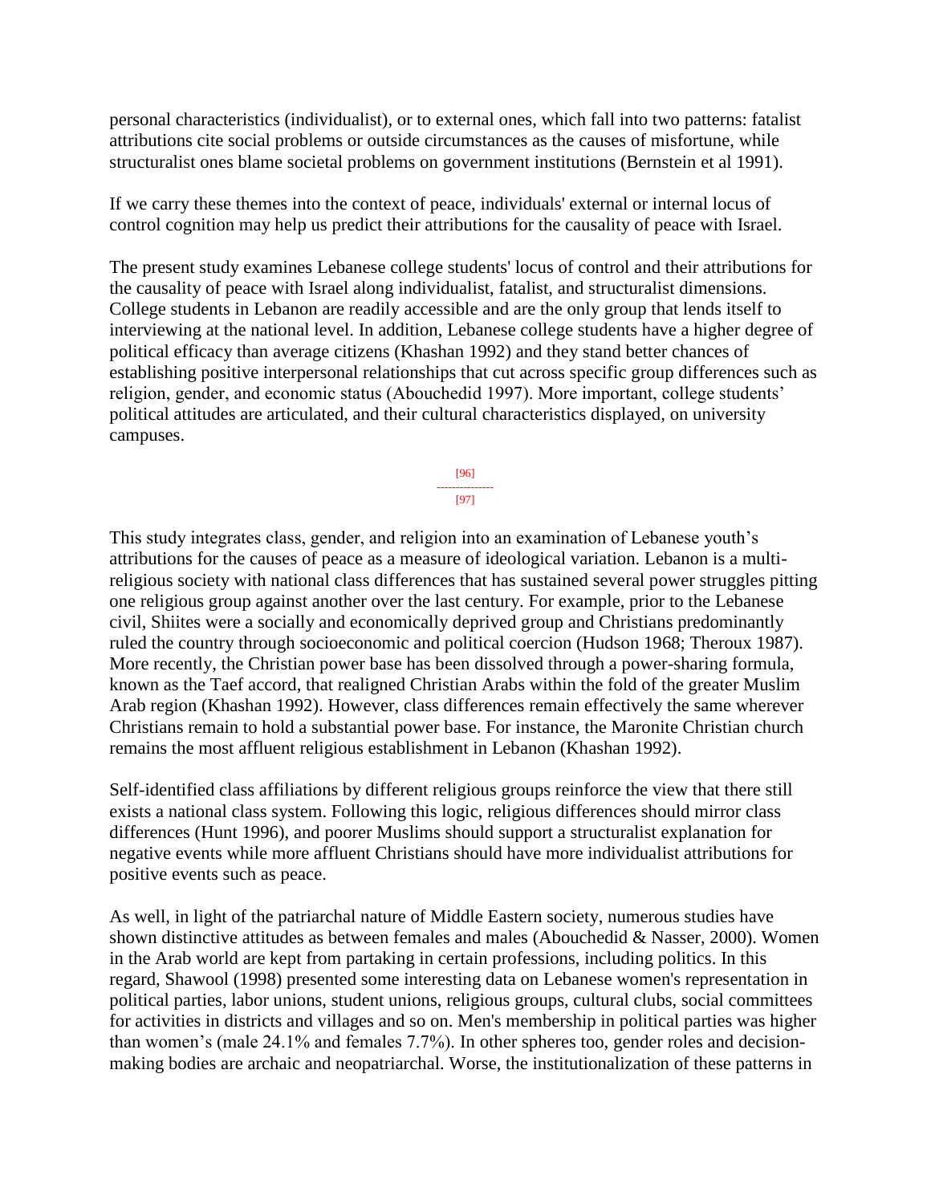personal characteristics (individualist), or to external ones, which fall into two patterns: fatalist attributions cite social problems or outside circumstances as the causes of misfortune, while structuralist ones blame societal problems on government institutions (Bernstein et al 1991).

If we carry these themes into the context of peace, individuals' external or internal locus of control cognition may help us predict their attributions for the causality of peace with Israel.

The present study examines Lebanese college students' locus of control and their attributions for the causality of peace with Israel along individualist, fatalist, and structuralist dimensions. College students in Lebanon are readily accessible and are the only group that lends itself to interviewing at the national level. In addition, Lebanese college students have a higher degree of political efficacy than average citizens (Khashan 1992) and they stand better chances of establishing positive interpersonal relationships that cut across specific group differences such as religion, gender, and economic status (Abouchedid 1997). More important, college students' political attitudes are articulated, and their cultural characteristics displayed, on university campuses.

This study integrates class, gender, and religion into an examination of Lebanese youth's attributions for the causes of peace as a measure of ideological variation. Lebanon is a multi-religious society with national class differences that has sustained several power struggles pitting one religious group against another over the last century. For example, prior to the Lebanese civil, Shiites were a socially and economically deprived group and Christians predominantly ruled the country through socioeconomic and political coercion (Hudson 1968; Theroux 1987). More recently, the Christian power base has been dissolved through a power-sharing formula, known as the Taef accord, that realigned Christian Arabs within the fold of the greater Muslim Arab region (Khashan 1992). However, class differences remain effectively the same wherever Christians remain to hold a substantial power base. For instance, the Maronite Christian church remains the most affluent religious establishment in Lebanon (Khashan 1992).

Self-identified class affiliations by different religious groups reinforce the view that there still exists a national class system. Following this logic, religious differences should mirror class differences (Hunt 1996), and poorer Muslims should support a structuralist explanation for negative events while more affluent Christians should have more individualist attributions for positive events such as peace.

As well, in light of the patriarchal nature of Middle Eastern society, numerous studies have shown distinctive attitudes as between females and males (Abouchedid & Nasser, 2000). Women in the Arab world are kept from partaking in certain professions, including politics. In this regard, Shawool (1998) presented some interesting data on Lebanese women's representation in political parties, labor unions, student unions, religious groups, cultural clubs, social committees for activities in districts and villages and so on. Men's membership in political parties was higher than women's (male 24.1% and females 7.7%). In other spheres too, gender roles and decision-making bodies are archaic and neopatriarchal. Worse, the institutionalization of these patterns in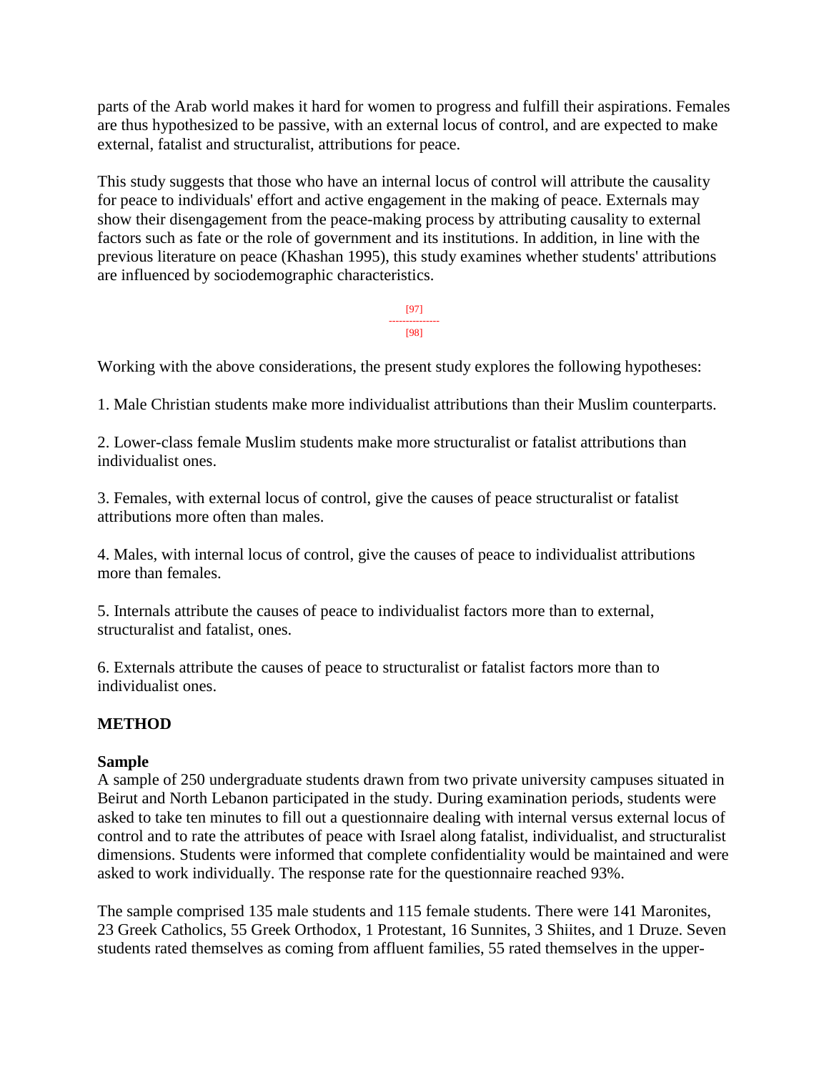parts of the Arab world makes it hard for women to progress and fulfill their aspirations. Females are thus hypothesized to be passive, with an external locus of control, and are expected to make external, fatalist and structuralist, attributions for peace.

This study suggests that those who have an internal locus of control will attribute the causality for peace to individuals' effort and active engagement in the making of peace. Externals may show their disengagement from the peace-making process by attributing causality to external factors such as fate or the role of government and its institutions. In addition, in line with the previous literature on peace (Khashan 1995), this study examines whether students' attributions are influenced by sociodemographic characteristics.

Working with the above considerations, the present study explores the following hypotheses:

1. Male Christian students make more individualist attributions than their Muslim counterparts.

2. Lower-class female Muslim students make more structuralist or fatalist attributions than individualist ones.

3. Females, with external locus of control, give the causes of peace structuralist or fatalist attributions more often than males.

4. Males, with internal locus of control, give the causes of peace to individualist attributions more than females.

5. Internals attribute the causes of peace to individualist factors more than to external, structuralist and fatalist, ones.

6. Externals attribute the causes of peace to structuralist or fatalist factors more than to individualist ones.

## METHOD

### Sample

A sample of 250 undergraduate students drawn from two private university campuses situated in Beirut and North Lebanon participated in the study. During examination periods, students were asked to take ten minutes to fill out a questionnaire dealing with internal versus external locus of control and to rate the attributes of peace with Israel along fatalist, individualist, and structuralist dimensions. Students were informed that complete confidentiality would be maintained and were asked to work individually. The response rate for the questionnaire reached 93%.

The sample comprised 135 male students and 115 female students. There were 141 Maronites, 23 Greek Catholics, 55 Greek Orthodox, 1 Protestant, 16 Sunnites, 3 Shiites, and 1 Druze. Seven students rated themselves as coming from affluent families, 55 rated themselves in the upper-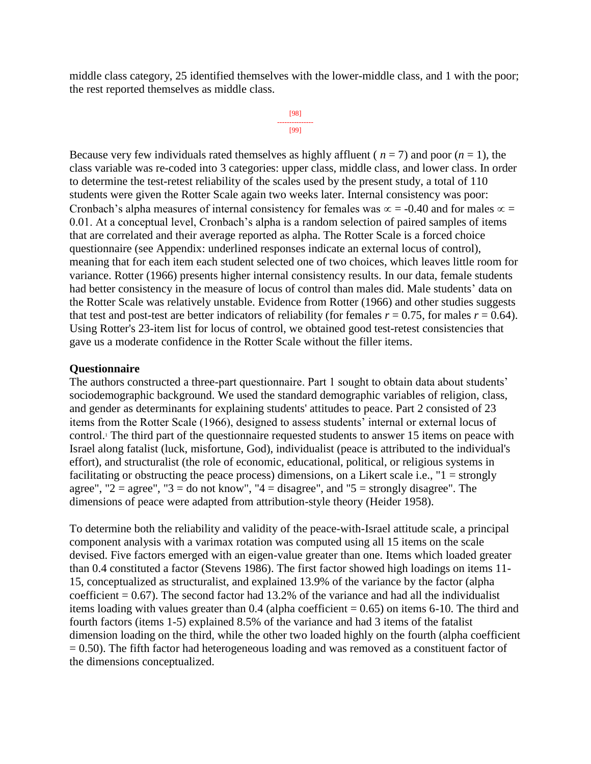middle class category, 25 identified themselves with the lower-middle class, and 1 with the poor; the rest reported themselves as middle class.

Because very few individuals rated themselves as highly affluent ( $n = 7$) and poor ($n = 1$), the class variable was re-coded into 3 categories: upper class, middle class, and lower class. In order to determine the test-retest reliability of the scales used by the present study, a total of 110 students were given the Rotter Scale again two weeks later. Internal consistency was poor: Cronbach's alpha measures of internal consistency for females was $\propto = -0.40$ and for males $\propto = 0.01$. At a conceptual level, Cronbach's alpha is a random selection of paired samples of items that are correlated and their average reported as alpha. The Rotter Scale is a forced choice questionnaire (see Appendix: underlined responses indicate an external locus of control), meaning that for each item each student selected one of two choices, which leaves little room for variance. Rotter (1966) presents higher internal consistency results. In our data, female students had better consistency in the measure of locus of control than males did. Male students' data on the Rotter Scale was relatively unstable. Evidence from Rotter (1966) and other studies suggests that test and post-test are better indicators of reliability (for females $r = 0.75$, for males $r = 0.64$). Using Rotter's 23-item list for locus of control, we obtained good test-retest consistencies that gave us a moderate confidence in the Rotter Scale without the filler items.

**Questionnaire**

The authors constructed a three-part questionnaire. Part 1 sought to obtain data about students' sociodemographic background. We used the standard demographic variables of religion, class, and gender as determinants for explaining students' attitudes to peace. Part 2 consisted of 23 items from the Rotter Scale (1966), designed to assess students' internal or external locus of control.[1] The third part of the questionnaire requested students to answer 15 items on peace with Israel along fatalist (luck, misfortune, God), individualist (peace is attributed to the individual's effort), and structuralist (the role of economic, educational, political, or religious systems in facilitating or obstructing the peace process) dimensions, on a Likert scale i.e., "1 = strongly agree", "2 = agree", "3 = do not know", "4 = disagree", and "5 = strongly disagree". The dimensions of peace were adapted from attribution-style theory (Heider 1958).

To determine both the reliability and validity of the peace-with-Israel attitude scale, a principal component analysis with a varimax rotation was computed using all 15 items on the scale devised. Five factors emerged with an eigen-value greater than one. Items which loaded greater than 0.4 constituted a factor (Stevens 1986). The first factor showed high loadings on items 11-15, conceptualized as structuralist, and explained 13.9% of the variance by the factor (alpha coefficient = 0.67). The second factor had 13.2% of the variance and had all the individualist items loading with values greater than 0.4 (alpha coefficient = 0.65) on items 6-10. The third and fourth factors (items 1-5) explained 8.5% of the variance and had 3 items of the fatalist dimension loading on the third, while the other two loaded highly on the fourth (alpha coefficient = 0.50). The fifth factor had heterogeneous loading and was removed as a constituent factor of the dimensions conceptualized.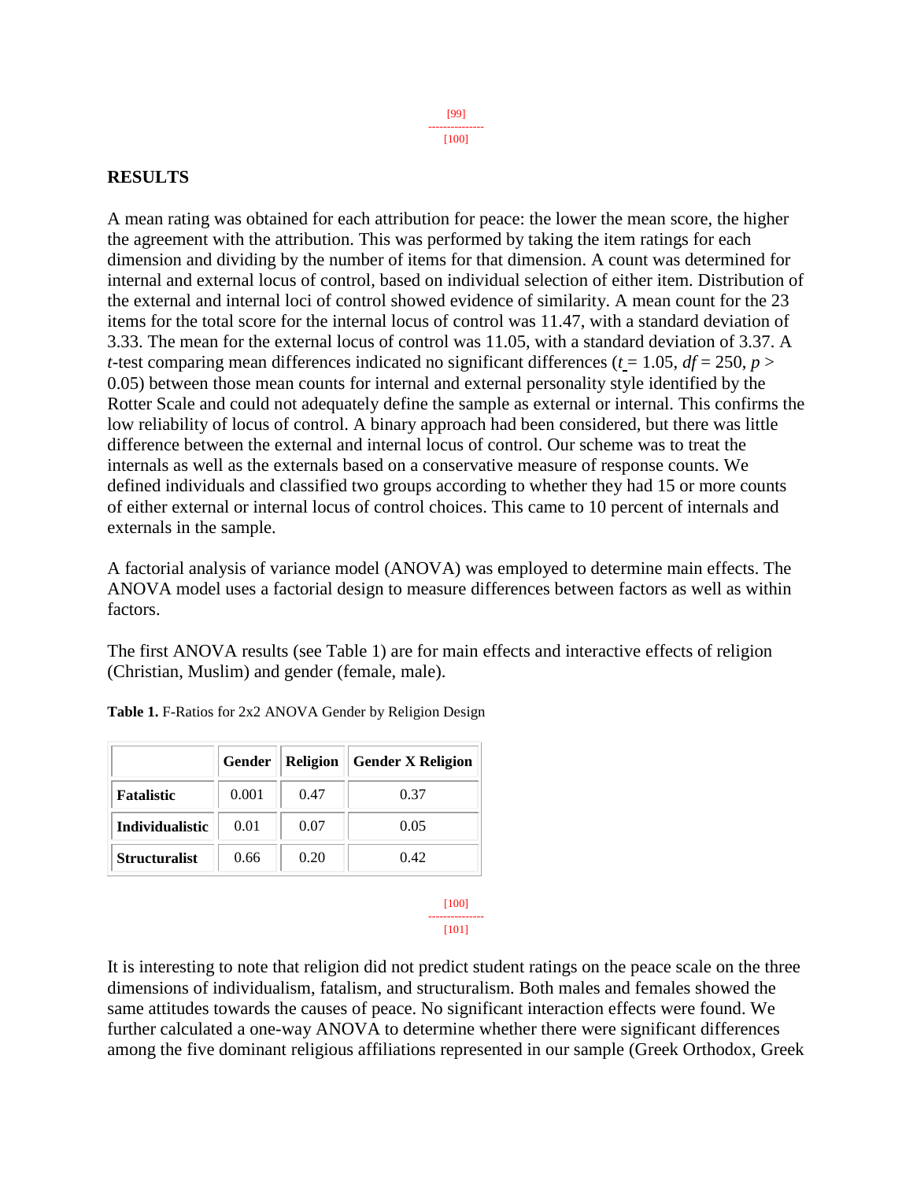## RESULTS

A mean rating was obtained for each attribution for peace: the lower the mean score, the higher the agreement with the attribution. This was performed by taking the item ratings for each dimension and dividing by the number of items for that dimension. A count was determined for internal and external locus of control, based on individual selection of either item. Distribution of the external and internal loci of control showed evidence of similarity. A mean count for the 23 items for the total score for the internal locus of control was 11.47, with a standard deviation of 3.33. The mean for the external locus of control was 11.05, with a standard deviation of 3.37. A *t*-test comparing mean differences indicated no significant differences ($t = 1.05$, $df = 250$, $p > 0.05$) between those mean counts for internal and external personality style identified by the Rotter Scale and could not adequately define the sample as external or internal. This confirms the low reliability of locus of control. A binary approach had been considered, but there was little difference between the external and internal locus of control. Our scheme was to treat the internals as well as the externals based on a conservative measure of response counts. We defined individuals and classified two groups according to whether they had 15 or more counts of either external or internal locus of control choices. This came to 10 percent of internals and externals in the sample.

A factorial analysis of variance model (ANOVA) was employed to determine main effects. The ANOVA model uses a factorial design to measure differences between factors as well as within factors.

The first ANOVA results (see Table 1) are for main effects and interactive effects of religion (Christian, Muslim) and gender (female, male).

**Table 1.** F-Ratios for 2x2 ANOVA Gender by Religion Design

| | Gender | Religion | Gender X Religion |
|---|---|---|---|
| **Fatalistic** | 0.001 | 0.47 | 0.37 |
| **Individualistic** | 0.01 | 0.07 | 0.05 |
| **Structuralist** | 0.66 | 0.20 | 0.42 |

It is interesting to note that religion did not predict student ratings on the peace scale on the three dimensions of individualism, fatalism, and structuralism. Both males and females showed the same attitudes towards the causes of peace. No significant interaction effects were found. We further calculated a one-way ANOVA to determine whether there were significant differences among the five dominant religious affiliations represented in our sample (Greek Orthodox, Greek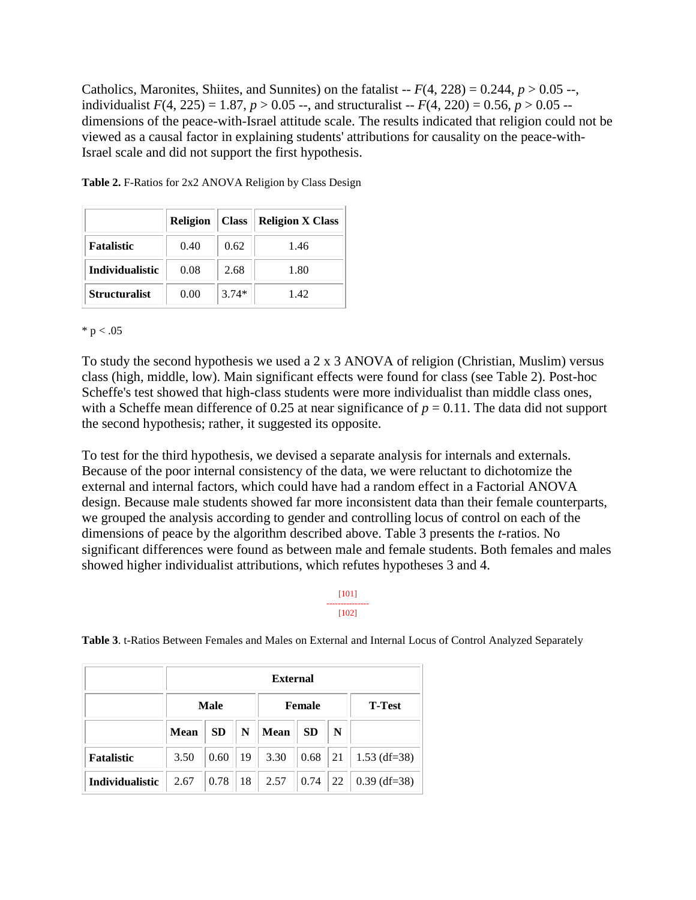Catholics, Maronites, Shiites, and Sunnites) on the fatalist -- $F(4, 228) = 0.244$, $p > 0.05$ --, individualist $F(4, 225) = 1.87$, $p > 0.05$ --, and structuralist -- $F(4, 220) = 0.56$, $p > 0.05$ -- dimensions of the peace-with-Israel attitude scale. The results indicated that religion could not be viewed as a causal factor in explaining students' attributions for causality on the peace-with-Israel scale and did not support the first hypothesis.

**Table 2.** F-Ratios for 2x2 ANOVA Religion by Class Design

| | Religion | Class | Religion X Class |
|---|---|---|---|
| **Fatalistic** | 0.40 | 0.62 | 1.46 |
| **Individualistic** | 0.08 | 2.68 | 1.80 |
| **Structuralist** | 0.00 | 3.74* | 1.42 |

* p < .05

To study the second hypothesis we used a 2 x 3 ANOVA of religion (Christian, Muslim) versus class (high, middle, low). Main significant effects were found for class (see Table 2). Post-hoc Scheffe's test showed that high-class students were more individualist than middle class ones, with a Scheffe mean difference of 0.25 at near significance of $p = 0.11$. The data did not support the second hypothesis; rather, it suggested its opposite.

To test for the third hypothesis, we devised a separate analysis for internals and externals. Because of the poor internal consistency of the data, we were reluctant to dichotomize the external and internal factors, which could have had a random effect in a Factorial ANOVA design. Because male students showed far more inconsistent data than their female counterparts, we grouped the analysis according to gender and controlling locus of control on each of the dimensions of peace by the algorithm described above. Table 3 presents the *t*-ratios. No significant differences were found as between male and female students. Both females and males showed higher individualist attributions, which refutes hypotheses 3 and 4.

**Table 3**. t-Ratios Between Females and Males on External and Internal Locus of Control Analyzed Separately

| | External | | | | | | |
|---|---|---|---|---|---|---|---|
| | Male | | | Female | | | T-Test |
| | Mean | SD | N | Mean | SD | N | |
| **Fatalistic** | 3.50 | 0.60 | 19 | 3.30 | 0.68 | 21 | 1.53 (df=38) |
| **Individualistic** | 2.67 | 0.78 | 18 | 2.57 | 0.74 | 22 | 0.39 (df=38) |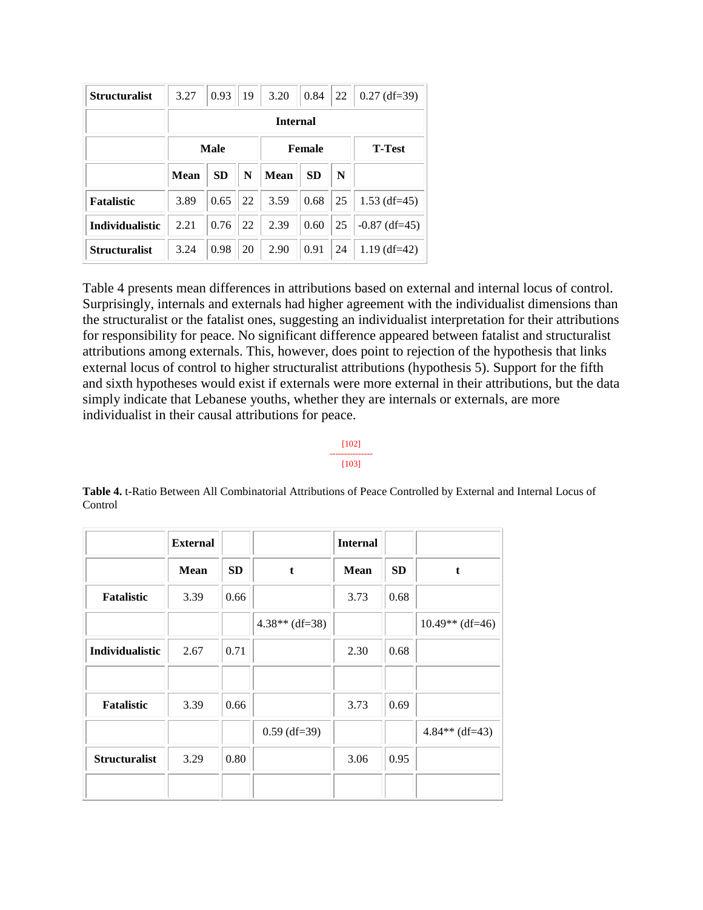| Structuralist | 3.27 | 0.93 | 19 | 3.20 | 0.84 | 22 | 0.27 (df=39) |
| --- | --- | --- | --- | --- | --- | --- | --- |
| | Internal | | | | | | |
| | Male | | | Female | | | T-Test |
| | Mean | SD | N | Mean | SD | N | |
| Fatalistic | 3.89 | 0.65 | 22 | 3.59 | 0.68 | 25 | 1.53 (df=45) |
| Individualistic | 2.21 | 0.76 | 22 | 2.39 | 0.60 | 25 | -0.87 (df=45) |
| Structuralist | 3.24 | 0.98 | 20 | 2.90 | 0.91 | 24 | 1.19 (df=42) |

Table 4 presents mean differences in attributions based on external and internal locus of control. Surprisingly, internals and externals had higher agreement with the individualist dimensions than the structuralist or the fatalist ones, suggesting an individualist interpretation for their attributions for responsibility for peace. No significant difference appeared between fatalist and structuralist attributions among externals. This, however, does point to rejection of the hypothesis that links external locus of control to higher structuralist attributions (hypothesis 5). Support for the fifth and sixth hypotheses would exist if externals were more external in their attributions, but the data simply indicate that Lebanese youths, whether they are internals or externals, are more individualist in their causal attributions for peace.

[102]
---------------
[103]

**Table 4.** t-Ratio Between All Combinatorial Attributions of Peace Controlled by External and Internal Locus of Control

| | External | | | Internal | | |
| --- | --- | --- | --- | --- | --- | --- |
| | Mean | SD | t | Mean | SD | t |
| Fatalistic | 3.39 | 0.66 | | 3.73 | 0.68 | |
| | | | 4.38** (df=38) | | | 10.49** (df=46) |
| Individualistic | 2.67 | 0.71 | | 2.30 | 0.68 | |
| | | | | | | |
| Fatalistic | 3.39 | 0.66 | | 3.73 | 0.69 | |
| | | | 0.59 (df=39) | | | 4.84** (df=43) |
| Structuralist | 3.29 | 0.80 | | 3.06 | 0.95 | |
| | | | | | | |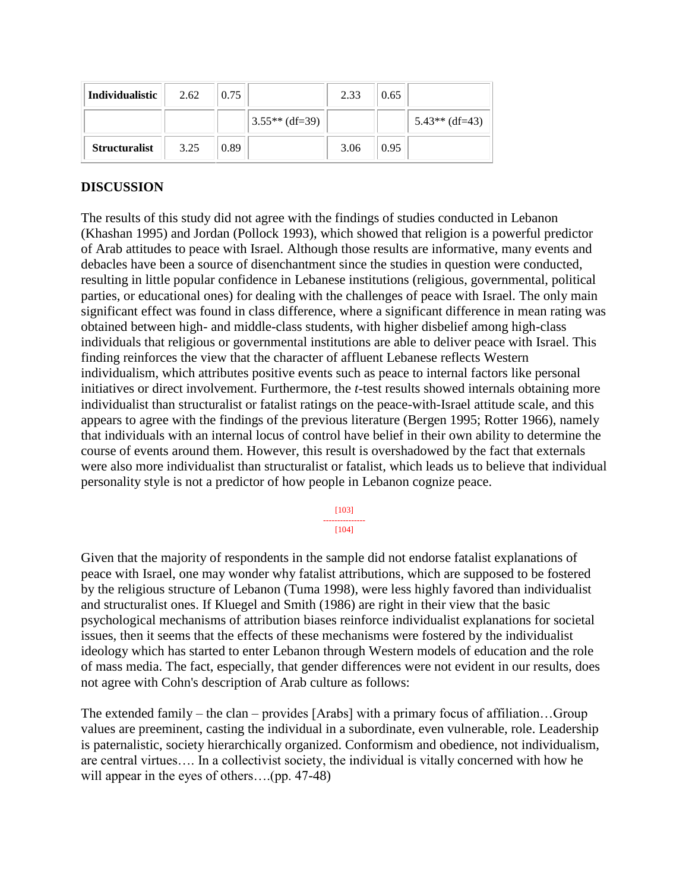| Individualistic | 2.62 | 0.75 | | 2.33 | 0.65 | |
|---|---|---|---|---|---|---|
| | | | 3.55** (df=39) | | | 5.43** (df=43) |
| Structuralist | 3.25 | 0.89 | | 3.06 | 0.95 | |

## DISCUSSION

The results of this study did not agree with the findings of studies conducted in Lebanon (Khashan 1995) and Jordan (Pollock 1993), which showed that religion is a powerful predictor of Arab attitudes to peace with Israel. Although those results are informative, many events and debacles have been a source of disenchantment since the studies in question were conducted, resulting in little popular confidence in Lebanese institutions (religious, governmental, political parties, or educational ones) for dealing with the challenges of peace with Israel. The only main significant effect was found in class difference, where a significant difference in mean rating was obtained between high- and middle-class students, with higher disbelief among high-class individuals that religious or governmental institutions are able to deliver peace with Israel. This finding reinforces the view that the character of affluent Lebanese reflects Western individualism, which attributes positive events such as peace to internal factors like personal initiatives or direct involvement. Furthermore, the *t*-test results showed internals obtaining more individualist than structuralist or fatalist ratings on the peace-with-Israel attitude scale, and this appears to agree with the findings of the previous literature (Bergen 1995; Rotter 1966), namely that individuals with an internal locus of control have belief in their own ability to determine the course of events around them. However, this result is overshadowed by the fact that externals were also more individualist than structuralist or fatalist, which leads us to believe that individual personality style is not a predictor of how people in Lebanon cognize peace.

Given that the majority of respondents in the sample did not endorse fatalist explanations of peace with Israel, one may wonder why fatalist attributions, which are supposed to be fostered by the religious structure of Lebanon (Tuma 1998), were less highly favored than individualist and structuralist ones. If Kluegel and Smith (1986) are right in their view that the basic psychological mechanisms of attribution biases reinforce individualist explanations for societal issues, then it seems that the effects of these mechanisms were fostered by the individualist ideology which has started to enter Lebanon through Western models of education and the role of mass media. The fact, especially, that gender differences were not evident in our results, does not agree with Cohn's description of Arab culture as follows:

The extended family – the clan – provides [Arabs] with a primary focus of affiliation…Group values are preeminent, casting the individual in a subordinate, even vulnerable, role. Leadership is paternalistic, society hierarchically organized. Conformism and obedience, not individualism, are central virtues…. In a collectivist society, the individual is vitally concerned with how he will appear in the eyes of others….(pp. 47-48)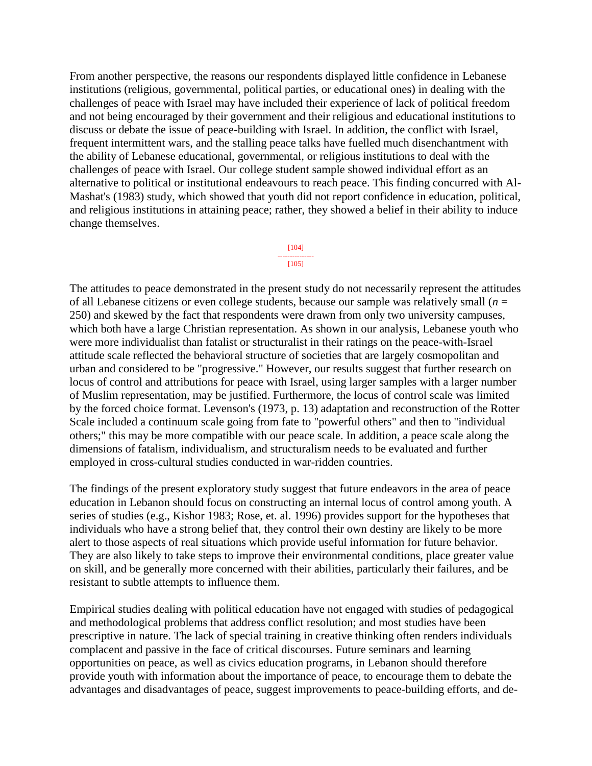From another perspective, the reasons our respondents displayed little confidence in Lebanese institutions (religious, governmental, political parties, or educational ones) in dealing with the challenges of peace with Israel may have included their experience of lack of political freedom and not being encouraged by their government and their religious and educational institutions to discuss or debate the issue of peace-building with Israel. In addition, the conflict with Israel, frequent intermittent wars, and the stalling peace talks have fuelled much disenchantment with the ability of Lebanese educational, governmental, or religious institutions to deal with the challenges of peace with Israel. Our college student sample showed individual effort as an alternative to political or institutional endeavours to reach peace. This finding concurred with Al-Mashat's (1983) study, which showed that youth did not report confidence in education, political, and religious institutions in attaining peace; rather, they showed a belief in their ability to induce change themselves.

The attitudes to peace demonstrated in the present study do not necessarily represent the attitudes of all Lebanese citizens or even college students, because our sample was relatively small ($n$ = 250) and skewed by the fact that respondents were drawn from only two university campuses, which both have a large Christian representation. As shown in our analysis, Lebanese youth who were more individualist than fatalist or structuralist in their ratings on the peace-with-Israel attitude scale reflected the behavioral structure of societies that are largely cosmopolitan and urban and considered to be "progressive." However, our results suggest that further research on locus of control and attributions for peace with Israel, using larger samples with a larger number of Muslim representation, may be justified. Furthermore, the locus of control scale was limited by the forced choice format. Levenson's (1973, p. 13) adaptation and reconstruction of the Rotter Scale included a continuum scale going from fate to "powerful others" and then to "individual others;" this may be more compatible with our peace scale. In addition, a peace scale along the dimensions of fatalism, individualism, and structuralism needs to be evaluated and further employed in cross-cultural studies conducted in war-ridden countries.

The findings of the present exploratory study suggest that future endeavors in the area of peace education in Lebanon should focus on constructing an internal locus of control among youth. A series of studies (e.g., Kishor 1983; Rose, et. al. 1996) provides support for the hypotheses that individuals who have a strong belief that, they control their own destiny are likely to be more alert to those aspects of real situations which provide useful information for future behavior. They are also likely to take steps to improve their environmental conditions, place greater value on skill, and be generally more concerned with their abilities, particularly their failures, and be resistant to subtle attempts to influence them.

Empirical studies dealing with political education have not engaged with studies of pedagogical and methodological problems that address conflict resolution; and most studies have been prescriptive in nature. The lack of special training in creative thinking often renders individuals complacent and passive in the face of critical discourses. Future seminars and learning opportunities on peace, as well as civics education programs, in Lebanon should therefore provide youth with information about the importance of peace, to encourage them to debate the advantages and disadvantages of peace, suggest improvements to peace-building efforts, and de-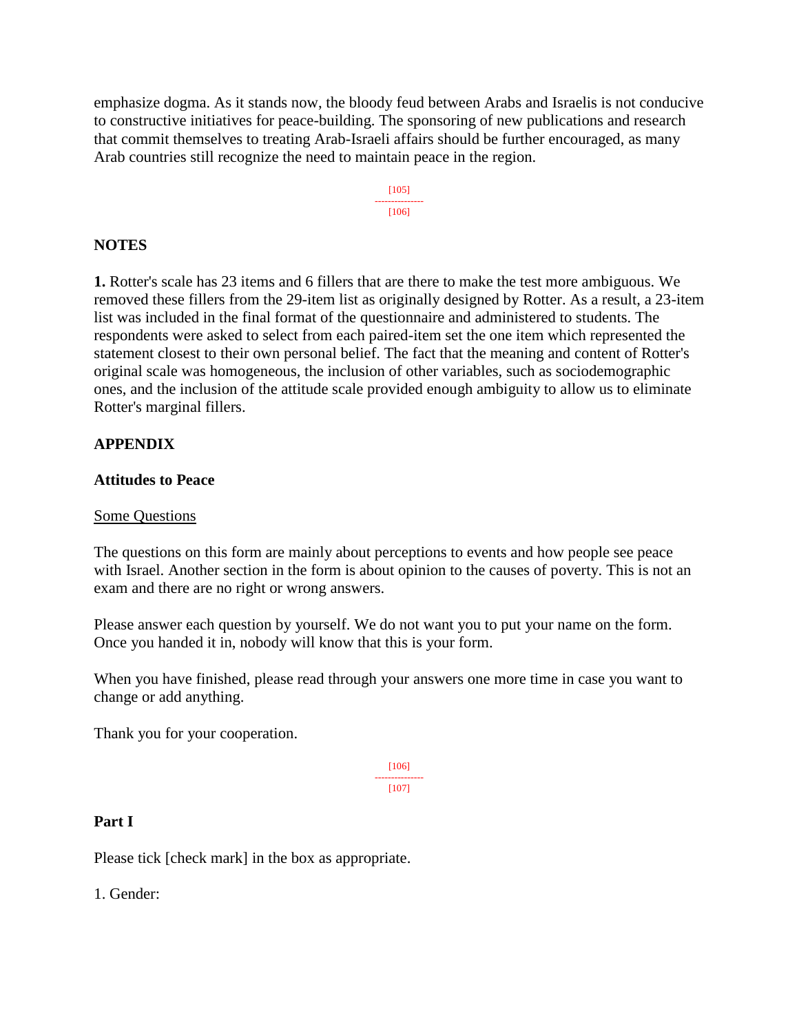emphasize dogma. As it stands now, the bloody feud between Arabs and Israelis is not conducive to constructive initiatives for peace-building. The sponsoring of new publications and research that commit themselves to treating Arab-Israeli affairs should be further encouraged, as many Arab countries still recognize the need to maintain peace in the region.

## NOTES

**1.** Rotter's scale has 23 items and 6 fillers that are there to make the test more ambiguous. We removed these fillers from the 29-item list as originally designed by Rotter. As a result, a 23-item list was included in the final format of the questionnaire and administered to students. The respondents were asked to select from each paired-item set the one item which represented the statement closest to their own personal belief. The fact that the meaning and content of Rotter's original scale was homogeneous, the inclusion of other variables, such as sociodemographic ones, and the inclusion of the attitude scale provided enough ambiguity to allow us to eliminate Rotter's marginal fillers.

## APPENDIX

### Attitudes to Peace

Some Questions

The questions on this form are mainly about perceptions to events and how people see peace with Israel. Another section in the form is about opinion to the causes of poverty. This is not an exam and there are no right or wrong answers.

Please answer each question by yourself. We do not want you to put your name on the form. Once you handed it in, nobody will know that this is your form.

When you have finished, please read through your answers one more time in case you want to change or add anything.

Thank you for your cooperation.

### Part I

Please tick [check mark] in the box as appropriate.

1. Gender: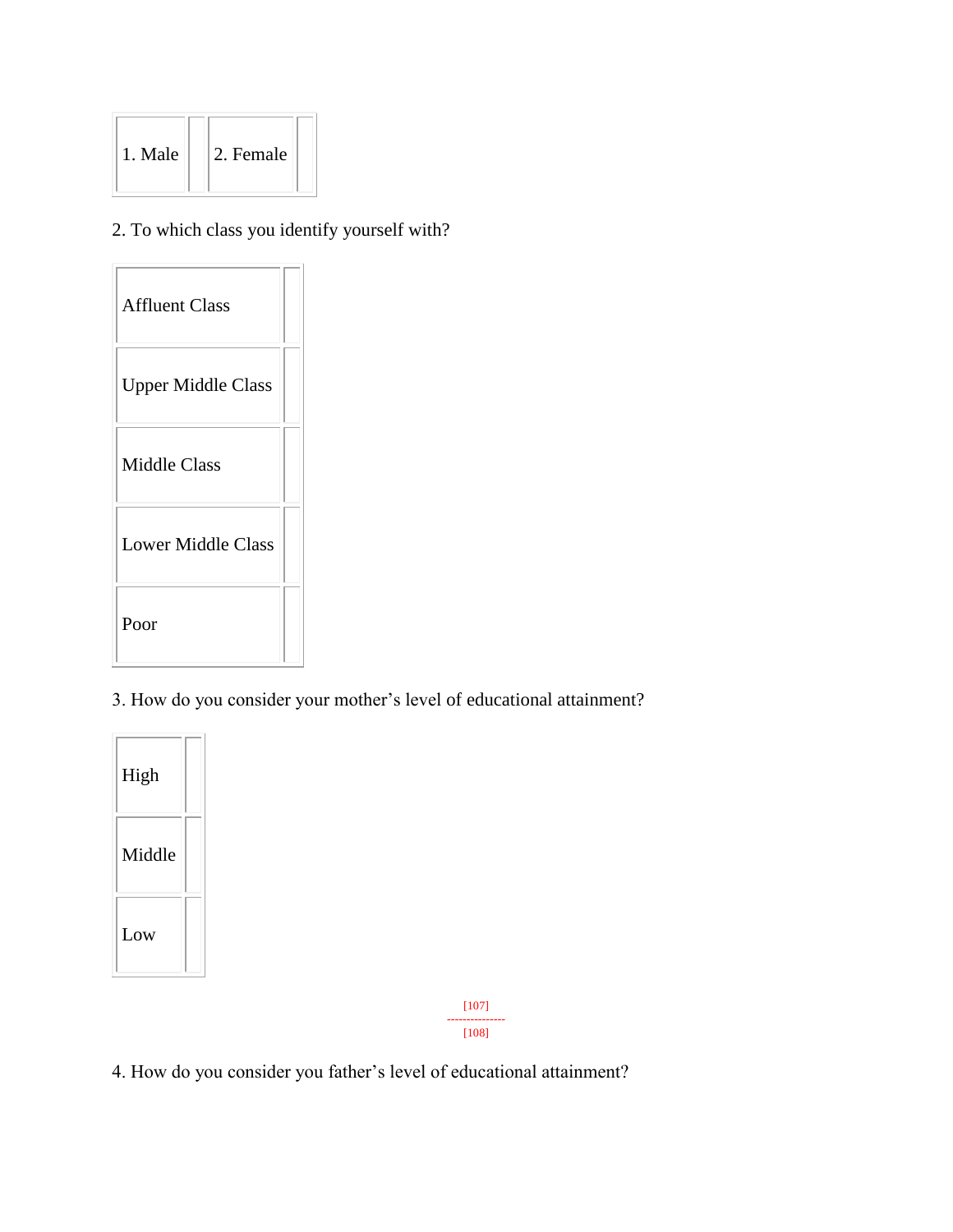| 1. Male | | 2. Female | |
|---|---|---|---|

2. To which class you identify yourself with?

| Affluent Class | |
|---|---|
| Upper Middle Class | |
| Middle Class | |
| Lower Middle Class | |
| Poor | |

3. How do you consider your mother's level of educational attainment?

| High | |
|---|---|
| Middle | |
| Low | |

[107]
---------------
[108]

4. How do you consider you father's level of educational attainment?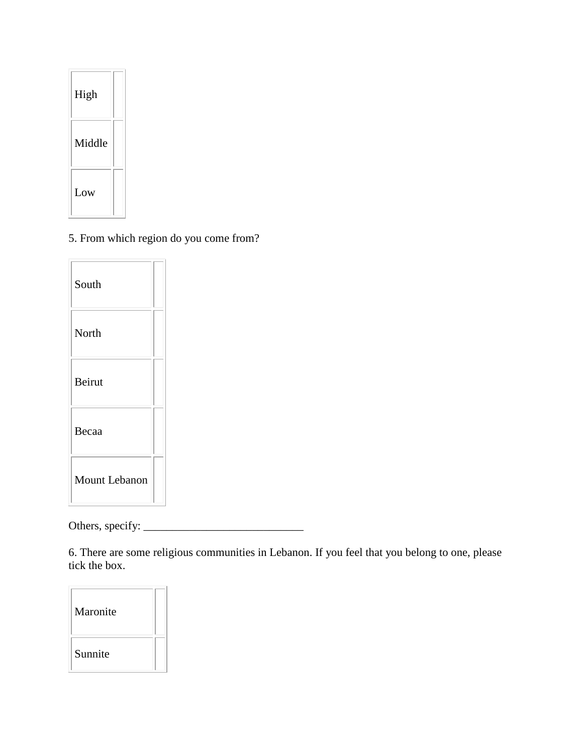| High | |
|---|---|
| Middle | |
| Low | |

5. From which region do you come from?

| South | |
|---|---|
| North | |
| Beirut | |
| Becaa | |
| Mount Lebanon | |

Others, specify: ___________________________

6. There are some religious communities in Lebanon. If you feel that you belong to one, please tick the box.

| Maronite | |
|---|---|
| Sunnite | |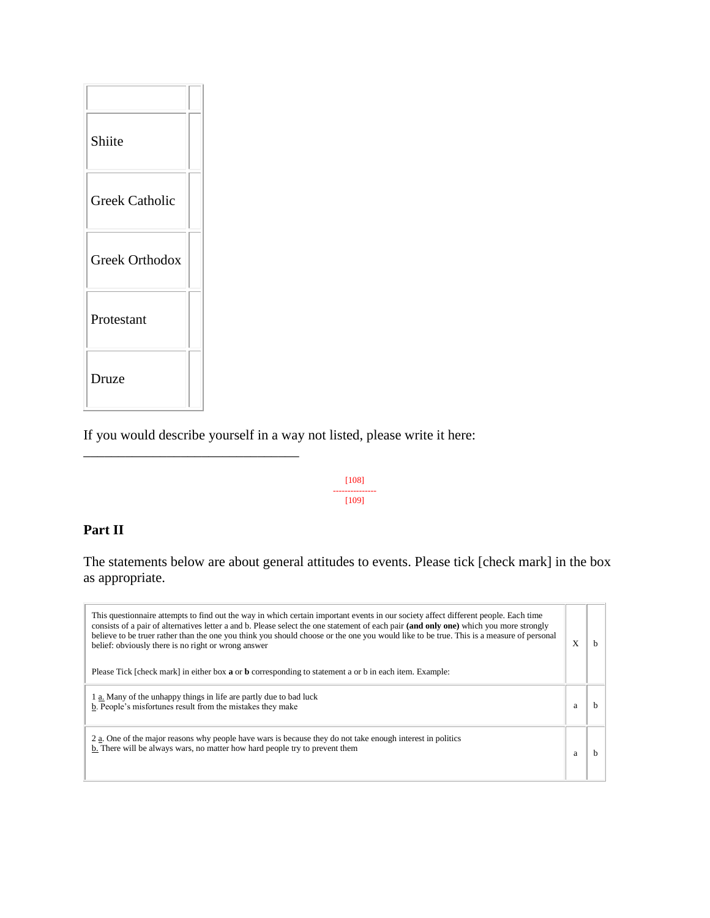| | |
|---|---|
| Shiite | |
| Greek Catholic | |
| Greek Orthodox | |
| Protestant | |
| Druze | |

If you would describe yourself in a way not listed, please write it here:

________________________________

[108]
---------------
[109]

## Part II

The statements below are about general attitudes to events. Please tick [check mark] in the box as appropriate.

| | | |
|---|---|---|
| This questionnaire attempts to find out the way in which certain important events in our society affect different people. Each time consists of a pair of alternatives letter a and b. Please select the one statement of each pair **(and only one)** which you more strongly believe to be truer rather than the one you think you should choose or the one you would like to be true. This is a measure of personal belief: obviously there is no right or wrong answer<br><br>Please Tick [check mark] in either box **a** or **b** corresponding to statement a or b in each item. Example: | X | b |
| 1 a. Many of the unhappy things in life are partly due to bad luck<br>b. People's misfortunes result from the mistakes they make | a | b |
| 2 a. One of the major reasons why people have wars is because they do not take enough interest in politics<br>b. There will be always wars, no matter how hard people try to prevent them | a | b |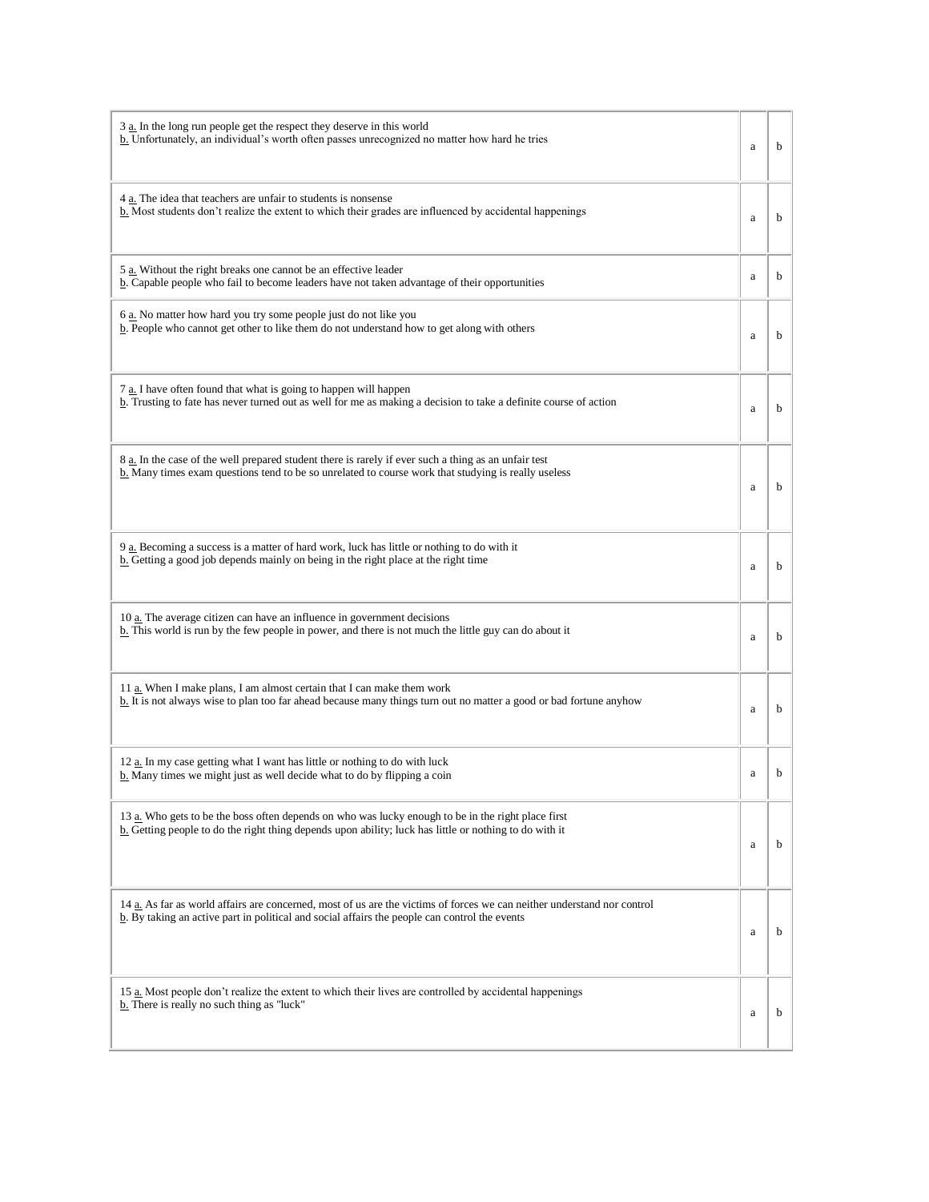| | | |
|---|---|---|
| 3 a. In the long run people get the respect they deserve in this world<br>b. Unfortunately, an individual's worth often passes unrecognized no matter how hard he tries | a | b |
| 4 a. The idea that teachers are unfair to students is nonsense<br>b. Most students don't realize the extent to which their grades are influenced by accidental happenings | a | b |
| 5 a. Without the right breaks one cannot be an effective leader<br>b. Capable people who fail to become leaders have not taken advantage of their opportunities | a | b |
| 6 a. No matter how hard you try some people just do not like you<br>b. People who cannot get other to like them do not understand how to get along with others | a | b |
| 7 a. I have often found that what is going to happen will happen<br>b. Trusting to fate has never turned out as well for me as making a decision to take a definite course of action | a | b |
| 8 a. In the case of the well prepared student there is rarely if ever such a thing as an unfair test<br>b. Many times exam questions tend to be so unrelated to course work that studying is really useless | a | b |
| 9 a. Becoming a success is a matter of hard work, luck has little or nothing to do with it<br>b. Getting a good job depends mainly on being in the right place at the right time | a | b |
| 10 a. The average citizen can have an influence in government decisions<br>b. This world is run by the few people in power, and there is not much the little guy can do about it | a | b |
| 11 a. When I make plans, I am almost certain that I can make them work<br>b. It is not always wise to plan too far ahead because many things turn out no matter a good or bad fortune anyhow | a | b |
| 12 a. In my case getting what I want has little or nothing to do with luck<br>b. Many times we might just as well decide what to do by flipping a coin | a | b |
| 13 a. Who gets to be the boss often depends on who was lucky enough to be in the right place first<br>b. Getting people to do the right thing depends upon ability; luck has little or nothing to do with it | a | b |
| 14 a. As far as world affairs are concerned, most of us are the victims of forces we can neither understand nor control<br>b. By taking an active part in political and social affairs the people can control the events | a | b |
| 15 a. Most people don't realize the extent to which their lives are controlled by accidental happenings<br>b. There is really no such thing as "luck" | a | b |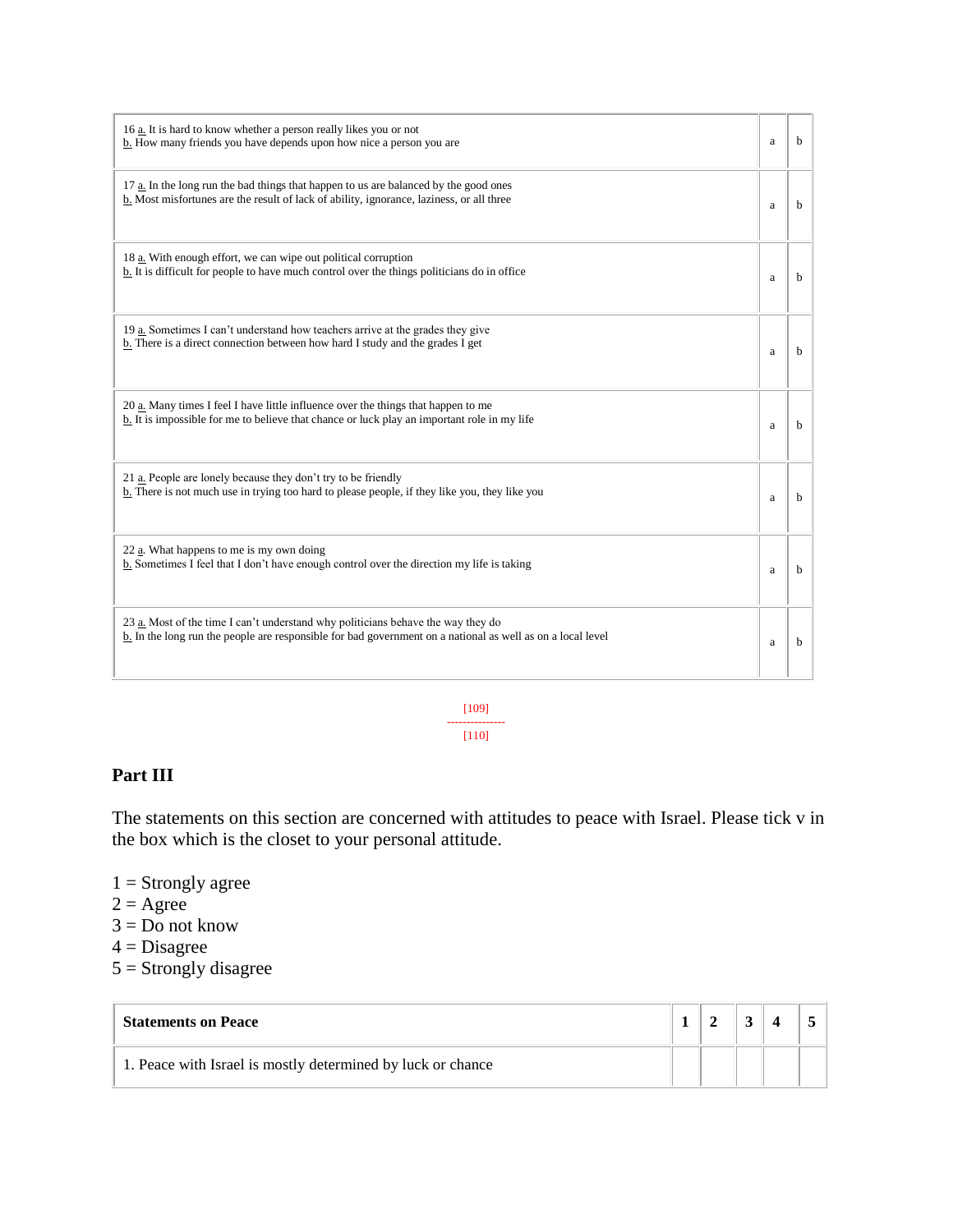| | | |
|---|---|---|
| 16 a. It is hard to know whether a person really likes you or not<br>b. How many friends you have depends upon how nice a person you are | a | b |
| 17 a. In the long run the bad things that happen to us are balanced by the good ones<br>b. Most misfortunes are the result of lack of ability, ignorance, laziness, or all three | a | b |
| 18 a. With enough effort, we can wipe out political corruption<br>b. It is difficult for people to have much control over the things politicians do in office | a | b |
| 19 a. Sometimes I can't understand how teachers arrive at the grades they give<br>b. There is a direct connection between how hard I study and the grades I get | a | b |
| 20 a. Many times I feel I have little influence over the things that happen to me<br>b. It is impossible for me to believe that chance or luck play an important role in my life | a | b |
| 21 a. People are lonely because they don't try to be friendly<br>b. There is not much use in trying too hard to please people, if they like you, they like you | a | b |
| 22 a. What happens to me is my own doing<br>b. Sometimes I feel that I don't have enough control over the direction my life is taking | a | b |
| 23 a. Most of the time I can't understand why politicians behave the way they do<br>b. In the long run the people are responsible for bad government on a national as well as on a local level | a | b |

[109]
---------------
[110]

## Part III

The statements on this section are concerned with attitudes to peace with Israel. Please tick v in the box which is the closet to your personal attitude.

1 = Strongly agree
2 = Agree
3 = Do not know
4 = Disagree
5 = Strongly disagree

| **Statements on Peace** | **1** | **2** | **3** | **4** | **5** |
|---|---|---|---|---|---|
| 1. Peace with Israel is mostly determined by luck or chance | | | | | |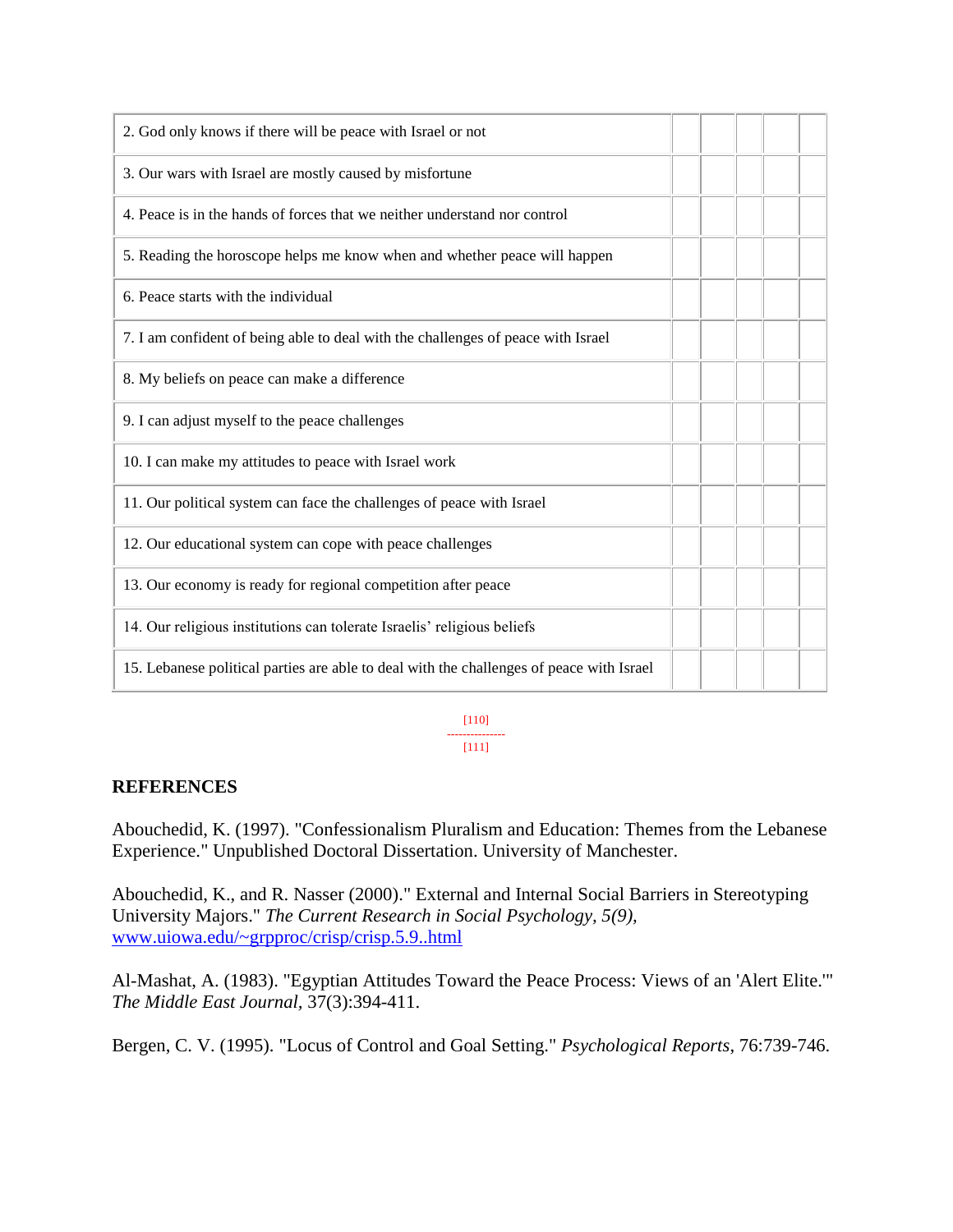| | | | | | |
|---|---|---|---|---|---|
| 2. God only knows if there will be peace with Israel or not | | | | | |
| 3. Our wars with Israel are mostly caused by misfortune | | | | | |
| 4. Peace is in the hands of forces that we neither understand nor control | | | | | |
| 5. Reading the horoscope helps me know when and whether peace will happen | | | | | |
| 6. Peace starts with the individual | | | | | |
| 7. I am confident of being able to deal with the challenges of peace with Israel | | | | | |
| 8. My beliefs on peace can make a difference | | | | | |
| 9. I can adjust myself to the peace challenges | | | | | |
| 10. I can make my attitudes to peace with Israel work | | | | | |
| 11. Our political system can face the challenges of peace with Israel | | | | | |
| 12. Our educational system can cope with peace challenges | | | | | |
| 13. Our economy is ready for regional competition after peace | | | | | |
| 14. Our religious institutions can tolerate Israelis' religious beliefs | | | | | |
| 15. Lebanese political parties are able to deal with the challenges of peace with Israel | | | | | |

[110]
---------------
[111]

## REFERENCES

Abouchedid, K. (1997). "Confessionalism Pluralism and Education: Themes from the Lebanese Experience." Unpublished Doctoral Dissertation. University of Manchester.

Abouchedid, K., and R. Nasser (2000)." External and Internal Social Barriers in Stereotyping University Majors." *The Current Research in Social Psychology, 5(9),* www.uiowa.edu/~grpproc/crisp/crisp.5.9..html

Al-Mashat, A. (1983). "Egyptian Attitudes Toward the Peace Process: Views of an 'Alert Elite.'" *The Middle East Journal*, 37(3):394-411.

Bergen, C. V. (1995). "Locus of Control and Goal Setting." *Psychological Reports*, 76:739-746.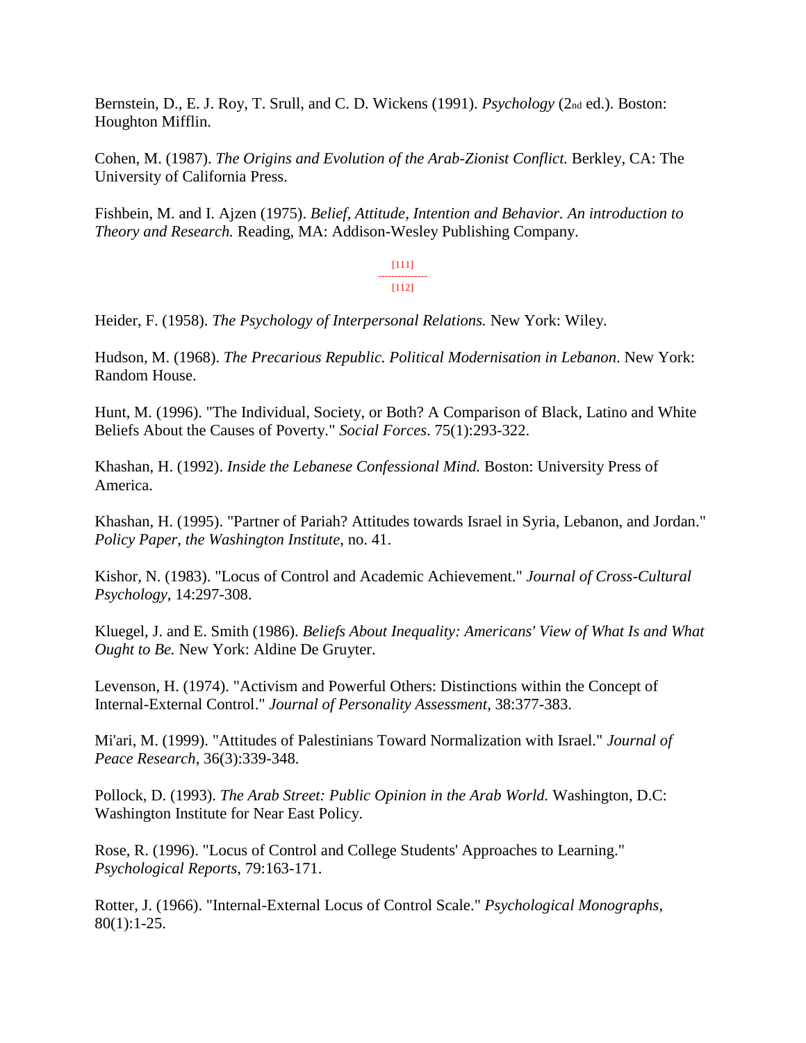Bernstein, D., E. J. Roy, T. Srull, and C. D. Wickens (1991). *Psychology* (2nd ed.). Boston: Houghton Mifflin.

Cohen, M. (1987). *The Origins and Evolution of the Arab-Zionist Conflict.* Berkley, CA: The University of California Press.

Fishbein, M. and I. Ajzen (1975). *Belief, Attitude, Intention and Behavior. An introduction to Theory and Research.* Reading, MA: Addison-Wesley Publishing Company.

[111]
---------------
[112]

Heider, F. (1958). *The Psychology of Interpersonal Relations.* New York: Wiley.

Hudson, M. (1968). *The Precarious Republic. Political Modernisation in Lebanon*. New York: Random House.

Hunt, M. (1996). "The Individual, Society, or Both? A Comparison of Black, Latino and White Beliefs About the Causes of Poverty." *Social Forces*. 75(1):293-322.

Khashan, H. (1992). *Inside the Lebanese Confessional Mind.* Boston: University Press of America.

Khashan, H. (1995). "Partner of Pariah? Attitudes towards Israel in Syria, Lebanon, and Jordan." *Policy Paper, the Washington Institute,* no. 41.

Kishor, N. (1983). "Locus of Control and Academic Achievement." *Journal of Cross-Cultural Psychology*, 14:297-308.

Kluegel, J. and E. Smith (1986). *Beliefs About Inequality: Americans' View of What Is and What Ought to Be.* New York: Aldine De Gruyter.

Levenson, H. (1974). "Activism and Powerful Others: Distinctions within the Concept of Internal-External Control." *Journal of Personality Assessment*, 38:377-383.

Mi'ari, M. (1999). "Attitudes of Palestinians Toward Normalization with Israel." *Journal of Peace Research*, 36(3):339-348.

Pollock, D. (1993). *The Arab Street: Public Opinion in the Arab World.* Washington, D.C: Washington Institute for Near East Policy.

Rose, R. (1996). "Locus of Control and College Students' Approaches to Learning." *Psychological Reports*, 79:163-171.

Rotter, J. (1966). "Internal-External Locus of Control Scale." *Psychological Monographs*, 80(1):1-25.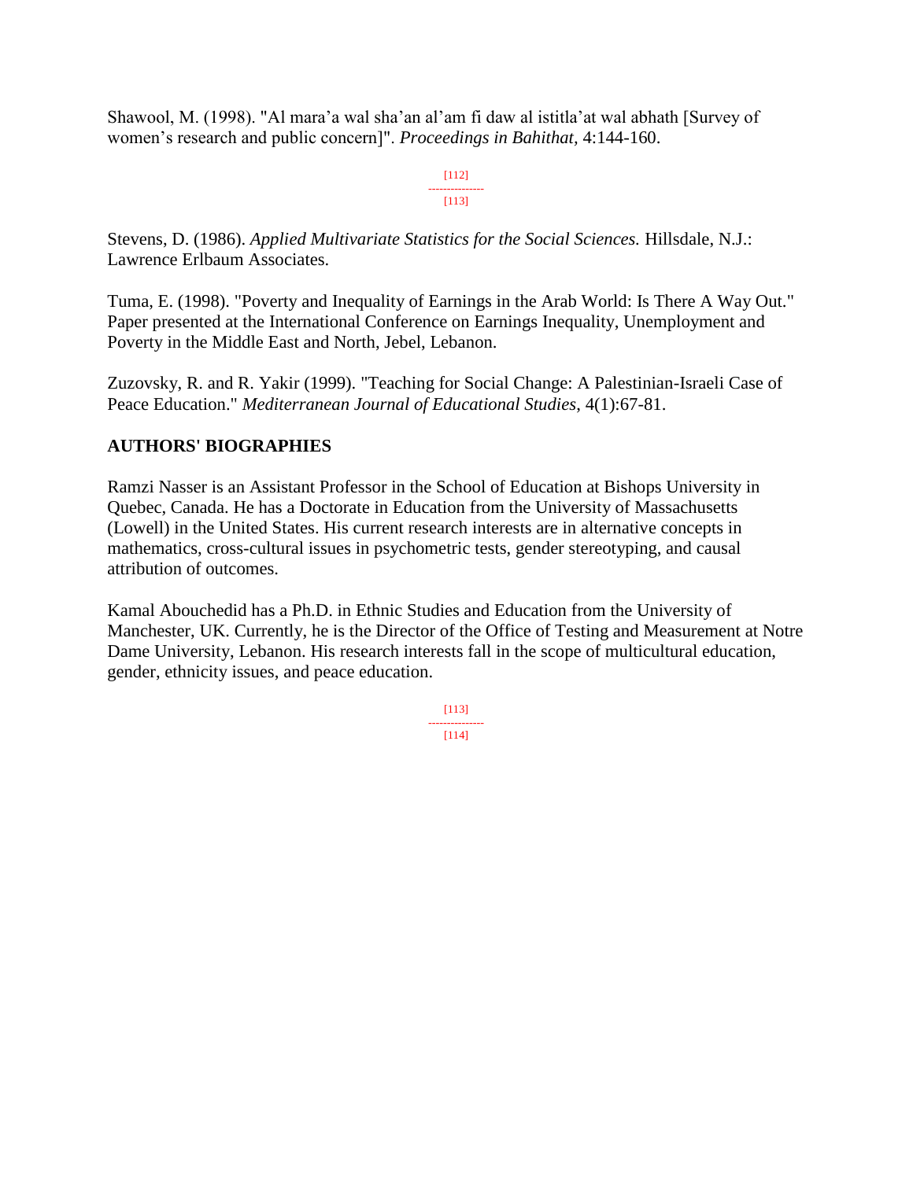Shawool, M. (1998). "Al mara'a wal sha'an al'am fi daw al istitla'at wal abhath [Survey of women's research and public concern]". *Proceedings in Bahithat*, 4:144-160.

Stevens, D. (1986). *Applied Multivariate Statistics for the Social Sciences.* Hillsdale, N.J.: Lawrence Erlbaum Associates.

Tuma, E. (1998). "Poverty and Inequality of Earnings in the Arab World: Is There A Way Out." Paper presented at the International Conference on Earnings Inequality, Unemployment and Poverty in the Middle East and North, Jebel, Lebanon.

Zuzovsky, R. and R. Yakir (1999). "Teaching for Social Change: A Palestinian-Israeli Case of Peace Education." *Mediterranean Journal of Educational Studies*, 4(1):67-81.

## AUTHORS' BIOGRAPHIES

Ramzi Nasser is an Assistant Professor in the School of Education at Bishops University in Quebec, Canada. He has a Doctorate in Education from the University of Massachusetts (Lowell) in the United States. His current research interests are in alternative concepts in mathematics, cross-cultural issues in psychometric tests, gender stereotyping, and causal attribution of outcomes.

Kamal Abouchedid has a Ph.D. in Ethnic Studies and Education from the University of Manchester, UK. Currently, he is the Director of the Office of Testing and Measurement at Notre Dame University, Lebanon. His research interests fall in the scope of multicultural education, gender, ethnicity issues, and peace education.